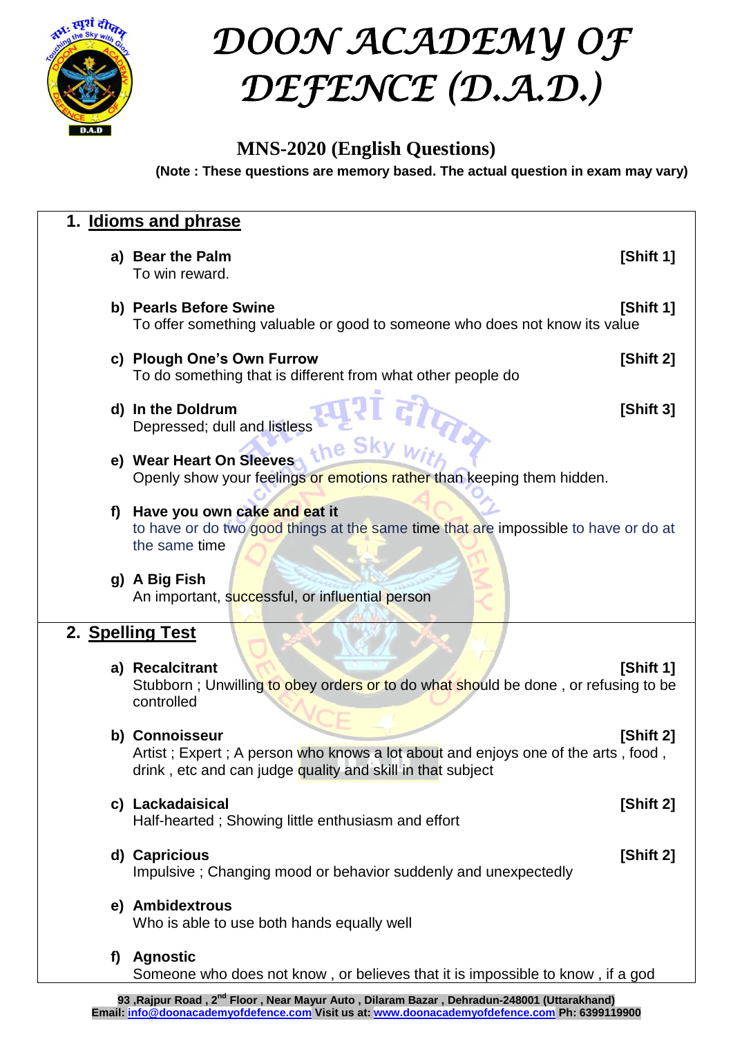# DOON ACADEMY OF DEFENCE (D.A.D.)

## MNS-2020 (English Questions)

**(Note : These questions are memory based. The actual question in exam may vary)**

### 1. Idioms and phrase

a) **Bear the Palm** **[Shift 1]**
To win reward.

b) **Pearls Before Swine** **[Shift 1]**
To offer something valuable or good to someone who does not know its value

c) **Plough One's Own Furrow** **[Shift 2]**
To do something that is different from what other people do

d) **In the Doldrum** **[Shift 3]**
Depressed; dull and listless

e) **Wear Heart On Sleeves**
Openly show your feelings or emotions rather than keeping them hidden.

f) **Have you own cake and eat it**
to have or do two good things at the same time that are impossible to have or do at the same time

g) **A Big Fish**
An important, successful, or influential person

### 2. Spelling Test

a) **Recalcitrant** **[Shift 1]**
Stubborn ; Unwilling to obey orders or to do what should be done , or refusing to be controlled

b) **Connoisseur** **[Shift 2]**
Artist ; Expert ; A person who knows a lot about and enjoys one of the arts , food , drink , etc and can judge quality and skill in that subject

c) **Lackadaisical** **[Shift 2]**
Half-hearted ; Showing little enthusiasm and effort

d) **Capricious** **[Shift 2]**
Impulsive ; Changing mood or behavior suddenly and unexpectedly

e) **Ambidextrous**
Who is able to use both hands equally well

f) **Agnostic**
Someone who does not know , or believes that it is impossible to know , if a god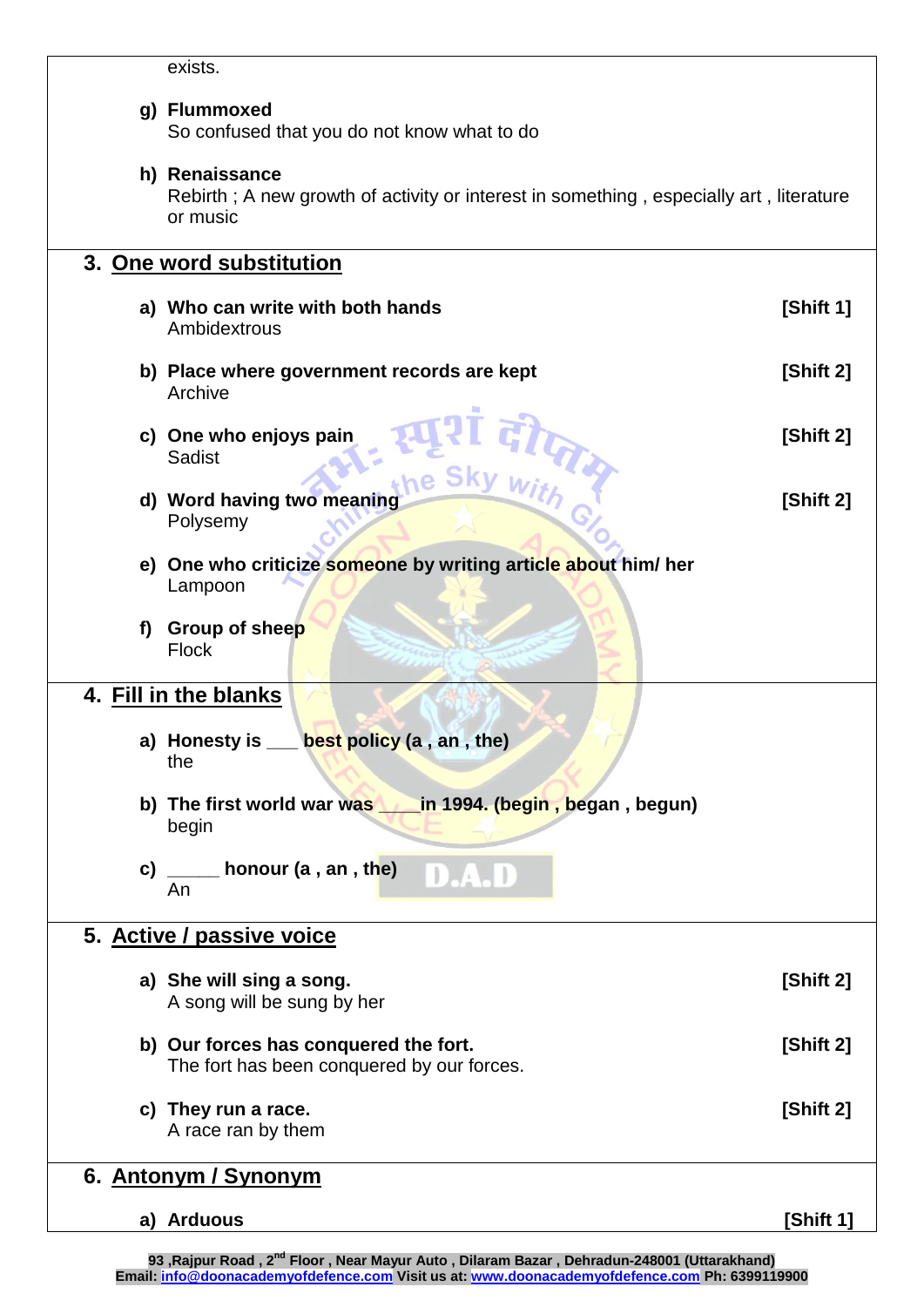exists.

g) **Flummoxed**
So confused that you do not know what to do

h) **Renaissance**
Rebirth ; A new growth of activity or interest in something , especially art , literature or music

## 3. One word substitution

a) **Who can write with both hands** **[Shift 1]**
Ambidextrous

b) **Place where government records are kept** **[Shift 2]**
Archive

c) **One who enjoys pain** **[Shift 2]**
Sadist

d) **Word having two meaning** **[Shift 2]**
Polysemy

e) **One who criticize someone by writing article about him/ her**
Lampoon

f) **Group of sheep**
Flock

## 4. Fill in the blanks

a) **Honesty is ___ best policy (a , an , the)**
the

b) **The first world war was ____in 1994. (begin , began , begun)**
begin

c) **_____ honour (a , an , the)**
An

## 5. Active / passive voice

a) **She will sing a song.** **[Shift 2]**
A song will be sung by her

b) **Our forces has conquered the fort.** **[Shift 2]**
The fort has been conquered by our forces.

c) **They run a race.** **[Shift 2]**
A race ran by them

## 6. Antonym / Synonym

a) **Arduous** **[Shift 1]**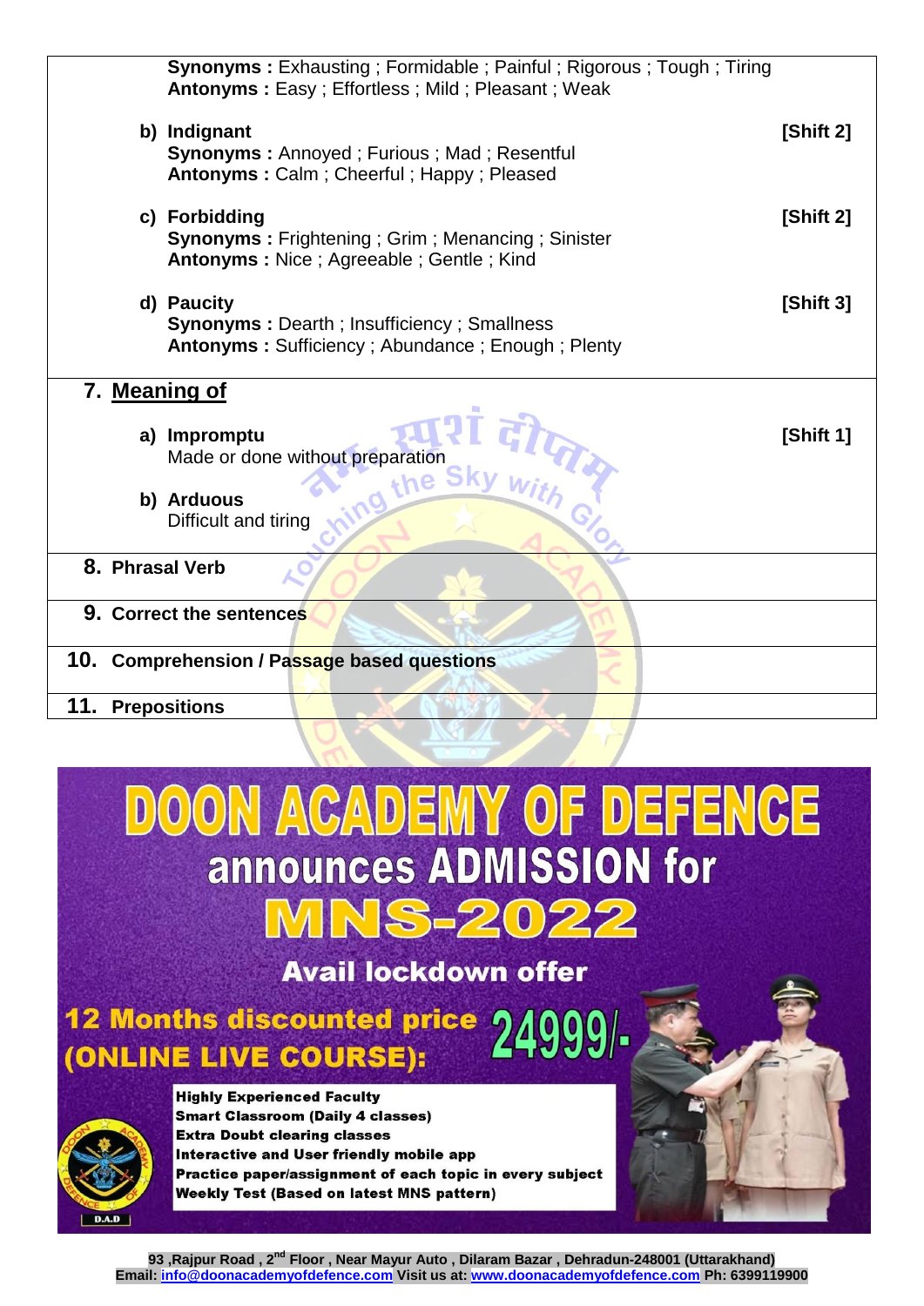**Synonyms :** Exhausting ; Formidable ; Painful ; Rigorous ; Tough ; Tiring
**Antonyms :** Easy ; Effortless ; Mild ; Pleasant ; Weak

b) **Indignant** **[Shift 2]**
**Synonyms :** Annoyed ; Furious ; Mad ; Resentful
**Antonyms :** Calm ; Cheerful ; Happy ; Pleased

c) **Forbidding** **[Shift 2]**
**Synonyms :** Frightening ; Grim ; Menancing ; Sinister
**Antonyms :** Nice ; Agreeable ; Gentle ; Kind

d) **Paucity** **[Shift 3]**
**Synonyms :** Dearth ; Insufficiency ; Smallness
**Antonyms :** Sufficiency ; Abundance ; Enough ; Plenty

## 7. Meaning of

a) **Impromptu** **[Shift 1]**
Made or done without preparation

b) **Arduous**
Difficult and tiring

## 8. Phrasal Verb

## 9. Correct the sentences

## 10. Comprehension / Passage based questions

## 11. Prepositions

# DOON ACADEMY OF DEFENCE
## announces ADMISSION for
# MNS-2022

**Avail lockdown offer**

**12 Months discounted price (ONLINE LIVE COURSE): 24999/-**

- Highly Experienced Faculty
- Smart Classroom (Daily 4 classes)
- Extra Doubt clearing classes
- Interactive and User friendly mobile app
- Practice paper/assignment of each topic in every subject
- Weekly Test (Based on latest MNS pattern)

D.A.D

**93 ,Rajpur Road , 2nd Floor , Near Mayur Auto , Dilaram Bazar , Dehradun-248001 (Uttarakhand)**
**Email:** info@doonacademyofdefence.com **Visit us at:** www.doonacademyofdefence.com **Ph: 6399119900**